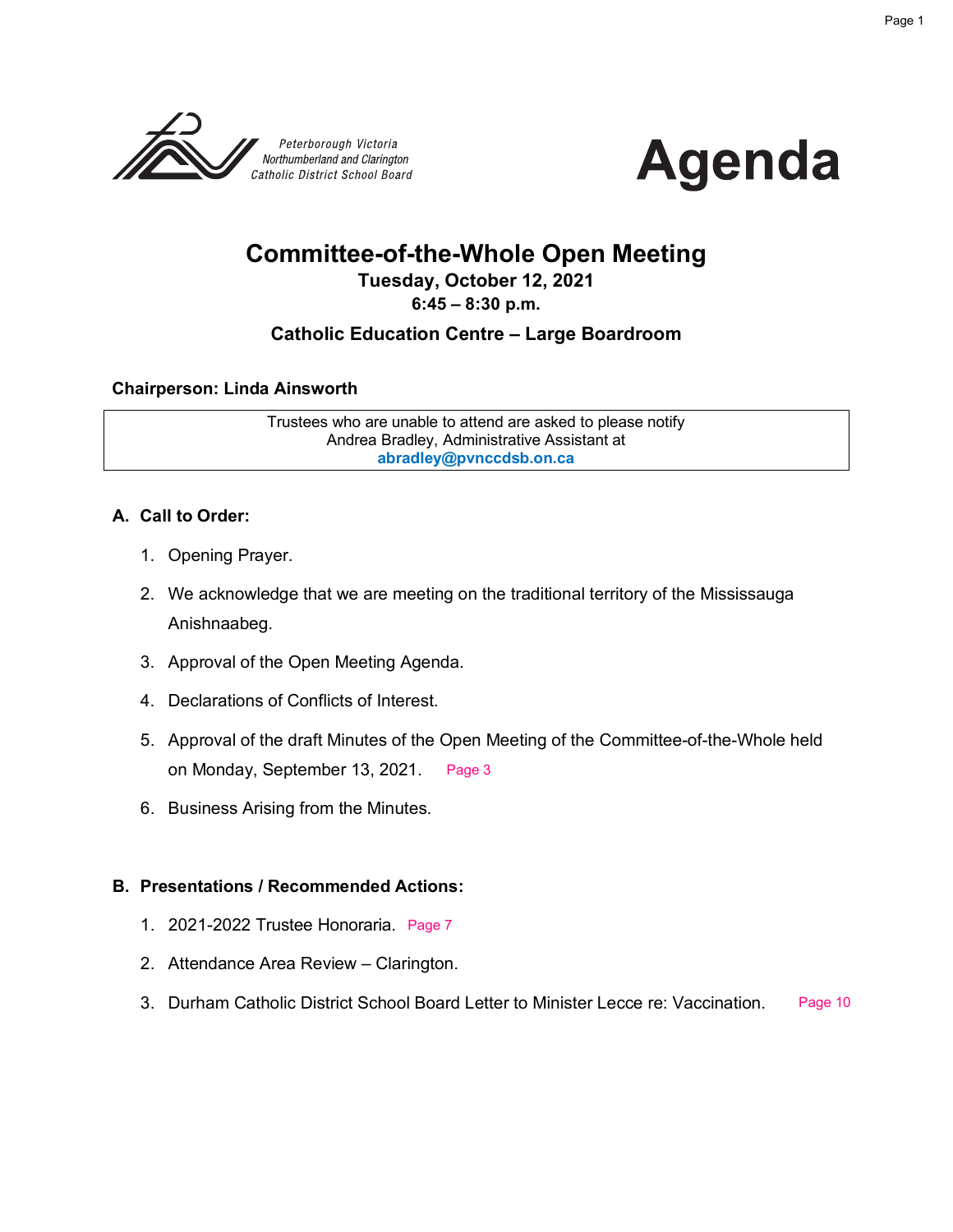Peterborough Victoria
Northumberland and Clarington
Catholic District School Board

# Agenda

## Committee-of-the-Whole Open Meeting

**Tuesday, October 12, 2021**

**6:45 – 8:30 p.m.**

**Catholic Education Centre – Large Boardroom**

**Chairperson: Linda Ainsworth**

| Trustees who are unable to attend are asked to please notify Andrea Bradley, Administrative Assistant at **abradley@pvnccdsb.on.ca** |
| --- |

### A. Call to Order:

1. Opening Prayer.
2. We acknowledge that we are meeting on the traditional territory of the Mississauga Anishnaabeg.
3. Approval of the Open Meeting Agenda.
4. Declarations of Conflicts of Interest.
5. Approval of the draft Minutes of the Open Meeting of the Committee-of-the-Whole held on Monday, September 13, 2021. Page 3
6. Business Arising from the Minutes.

### B. Presentations / Recommended Actions:

1. 2021-2022 Trustee Honoraria. Page 7
2. Attendance Area Review – Clarington.
3. Durham Catholic District School Board Letter to Minister Lecce re: Vaccination. Page 10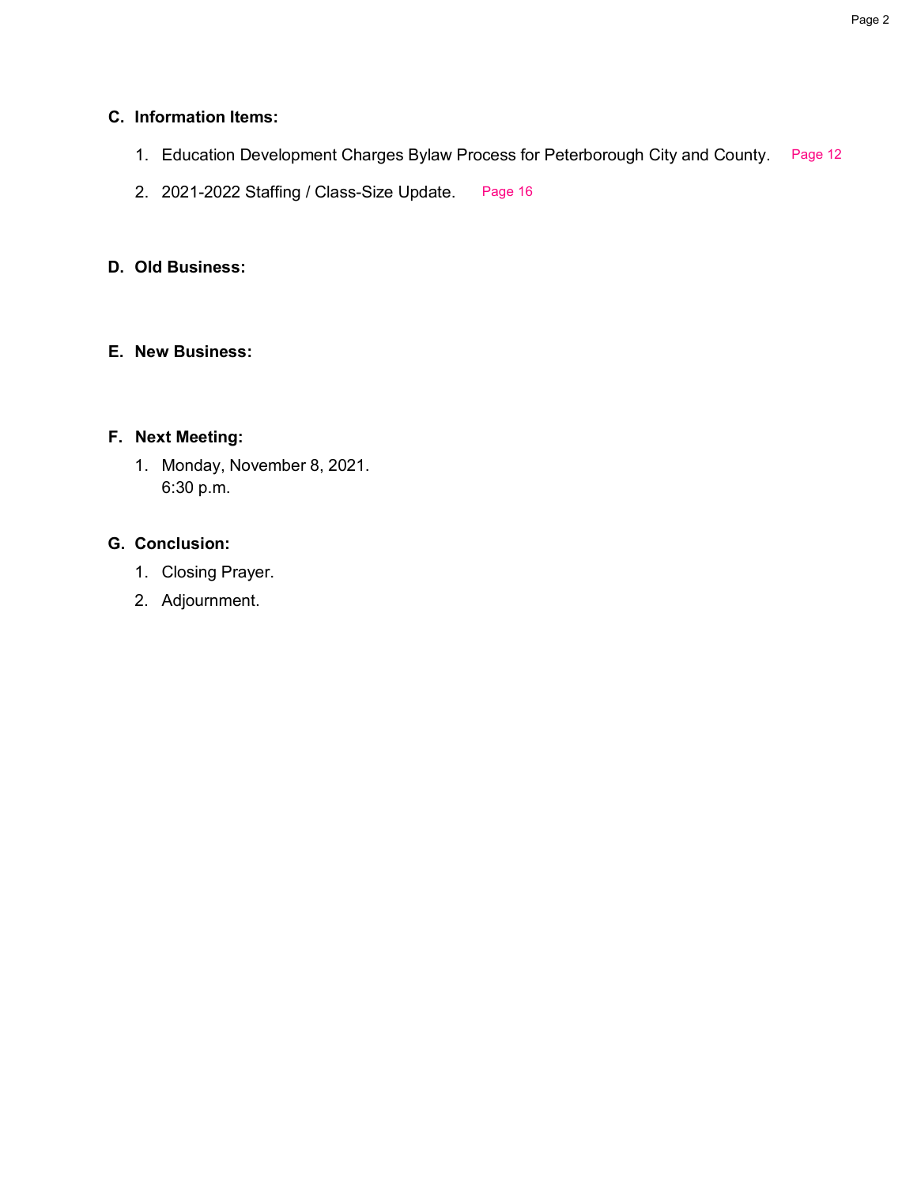## C. Information Items:

1. Education Development Charges Bylaw Process for Peterborough City and County. Page 12
2. 2021-2022 Staffing / Class-Size Update. Page 16

## D. Old Business:

## E. New Business:

## F. Next Meeting:

1. Monday, November 8, 2021.
   6:30 p.m.

## G. Conclusion:

1. Closing Prayer.
2. Adjournment.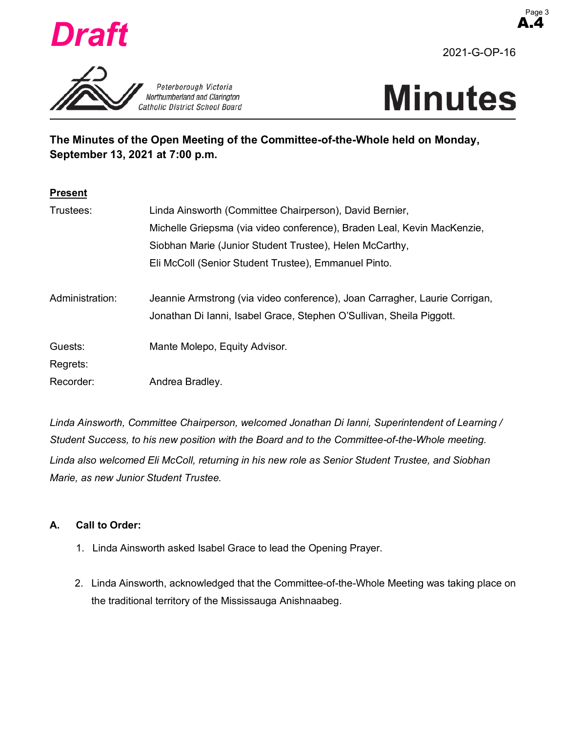**Draft**

A.4

2021-G-OP-16

Peterborough Victoria Northumberland and Clarington Catholic District School Board

# Minutes

**The Minutes of the Open Meeting of the Committee-of-the-Whole held on Monday, September 13, 2021 at 7:00 p.m.**

**Present**

| | |
|---|---|
| Trustees: | Linda Ainsworth (Committee Chairperson), David Bernier, Michelle Griepsma (via video conference), Braden Leal, Kevin MacKenzie, Siobhan Marie (Junior Student Trustee), Helen McCarthy, Eli McColl (Senior Student Trustee), Emmanuel Pinto. |
| Administration: | Jeannie Armstrong (via video conference), Joan Carragher, Laurie Corrigan, Jonathan Di Ianni, Isabel Grace, Stephen O'Sullivan, Sheila Piggott. |
| Guests: | Mante Molepo, Equity Advisor. |
| Regrets: | |
| Recorder: | Andrea Bradley. |

*Linda Ainsworth, Committee Chairperson, welcomed Jonathan Di Ianni, Superintendent of Learning / Student Success, to his new position with the Board and to the Committee-of-the-Whole meeting.*

*Linda also welcomed Eli McColl, returning in his new role as Senior Student Trustee, and Siobhan Marie, as new Junior Student Trustee.*

**A. Call to Order:**

1. Linda Ainsworth asked Isabel Grace to lead the Opening Prayer.

2. Linda Ainsworth, acknowledged that the Committee-of-the-Whole Meeting was taking place on the traditional territory of the Mississauga Anishnaabeg.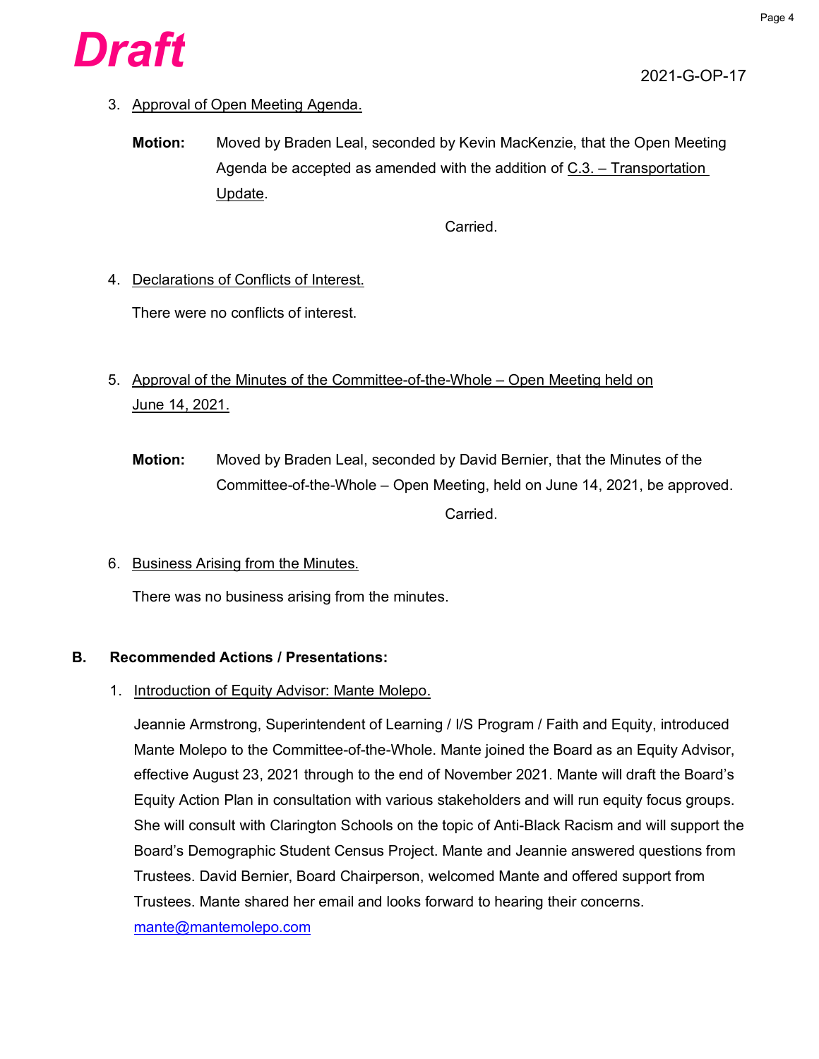**Draft**

2021-G-OP-17

3. Approval of Open Meeting Agenda.

   **Motion:** Moved by Braden Leal, seconded by Kevin MacKenzie, that the Open Meeting Agenda be accepted as amended with the addition of C.3. – Transportation Update.

   Carried.

4. Declarations of Conflicts of Interest.

   There were no conflicts of interest.

5. Approval of the Minutes of the Committee-of-the-Whole – Open Meeting held on June 14, 2021.

   **Motion:** Moved by Braden Leal, seconded by David Bernier, that the Minutes of the Committee-of-the-Whole – Open Meeting, held on June 14, 2021, be approved.

   Carried.

6. Business Arising from the Minutes.

   There was no business arising from the minutes.

## B. Recommended Actions / Presentations:

1. Introduction of Equity Advisor: Mante Molepo.

   Jeannie Armstrong, Superintendent of Learning / I/S Program / Faith and Equity, introduced Mante Molepo to the Committee-of-the-Whole. Mante joined the Board as an Equity Advisor, effective August 23, 2021 through to the end of November 2021. Mante will draft the Board's Equity Action Plan in consultation with various stakeholders and will run equity focus groups. She will consult with Clarington Schools on the topic of Anti-Black Racism and will support the Board's Demographic Student Census Project. Mante and Jeannie answered questions from Trustees. David Bernier, Board Chairperson, welcomed Mante and offered support from Trustees. Mante shared her email and looks forward to hearing their concerns. mante@mantemolepo.com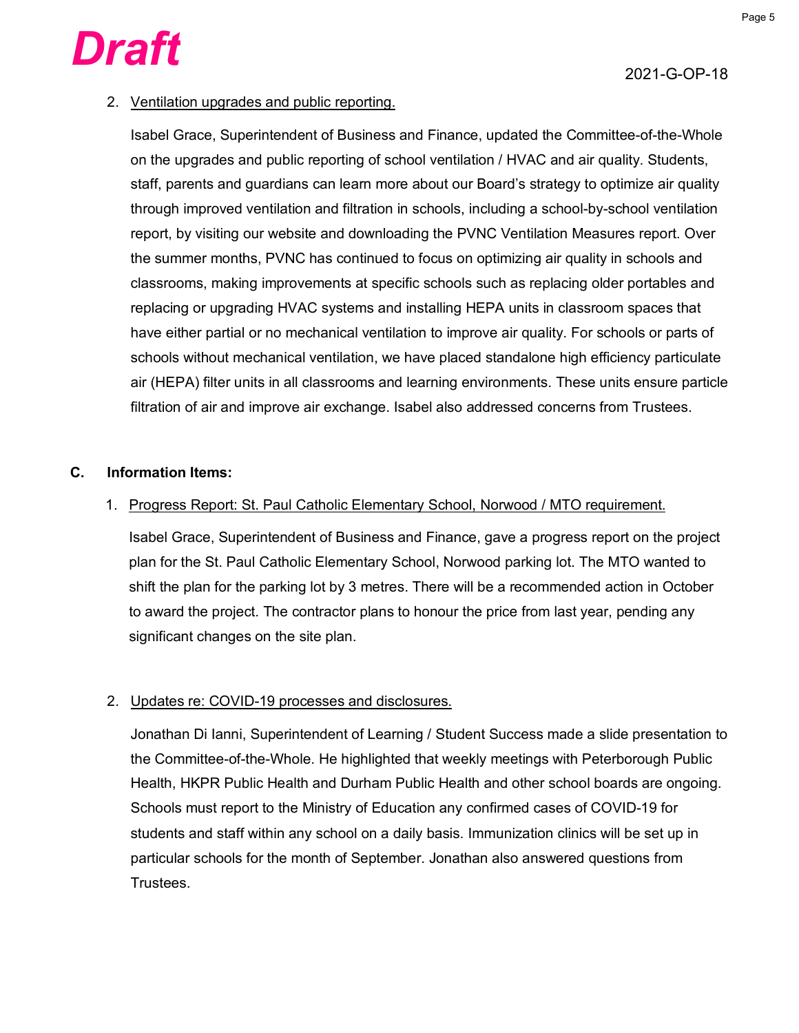**Draft**

2021-G-OP-18

2. Ventilation upgrades and public reporting.

   Isabel Grace, Superintendent of Business and Finance, updated the Committee-of-the-Whole on the upgrades and public reporting of school ventilation / HVAC and air quality. Students, staff, parents and guardians can learn more about our Board's strategy to optimize air quality through improved ventilation and filtration in schools, including a school-by-school ventilation report, by visiting our website and downloading the PVNC Ventilation Measures report. Over the summer months, PVNC has continued to focus on optimizing air quality in schools and classrooms, making improvements at specific schools such as replacing older portables and replacing or upgrading HVAC systems and installing HEPA units in classroom spaces that have either partial or no mechanical ventilation to improve air quality. For schools or parts of schools without mechanical ventilation, we have placed standalone high efficiency particulate air (HEPA) filter units in all classrooms and learning environments. These units ensure particle filtration of air and improve air exchange. Isabel also addressed concerns from Trustees.

**C. Information Items:**

1. Progress Report: St. Paul Catholic Elementary School, Norwood / MTO requirement.

   Isabel Grace, Superintendent of Business and Finance, gave a progress report on the project plan for the St. Paul Catholic Elementary School, Norwood parking lot. The MTO wanted to shift the plan for the parking lot by 3 metres. There will be a recommended action in October to award the project. The contractor plans to honour the price from last year, pending any significant changes on the site plan.

2. Updates re: COVID-19 processes and disclosures.

   Jonathan Di Ianni, Superintendent of Learning / Student Success made a slide presentation to the Committee-of-the-Whole. He highlighted that weekly meetings with Peterborough Public Health, HKPR Public Health and Durham Public Health and other school boards are ongoing. Schools must report to the Ministry of Education any confirmed cases of COVID-19 for students and staff within any school on a daily basis. Immunization clinics will be set up in particular schools for the month of September. Jonathan also answered questions from Trustees.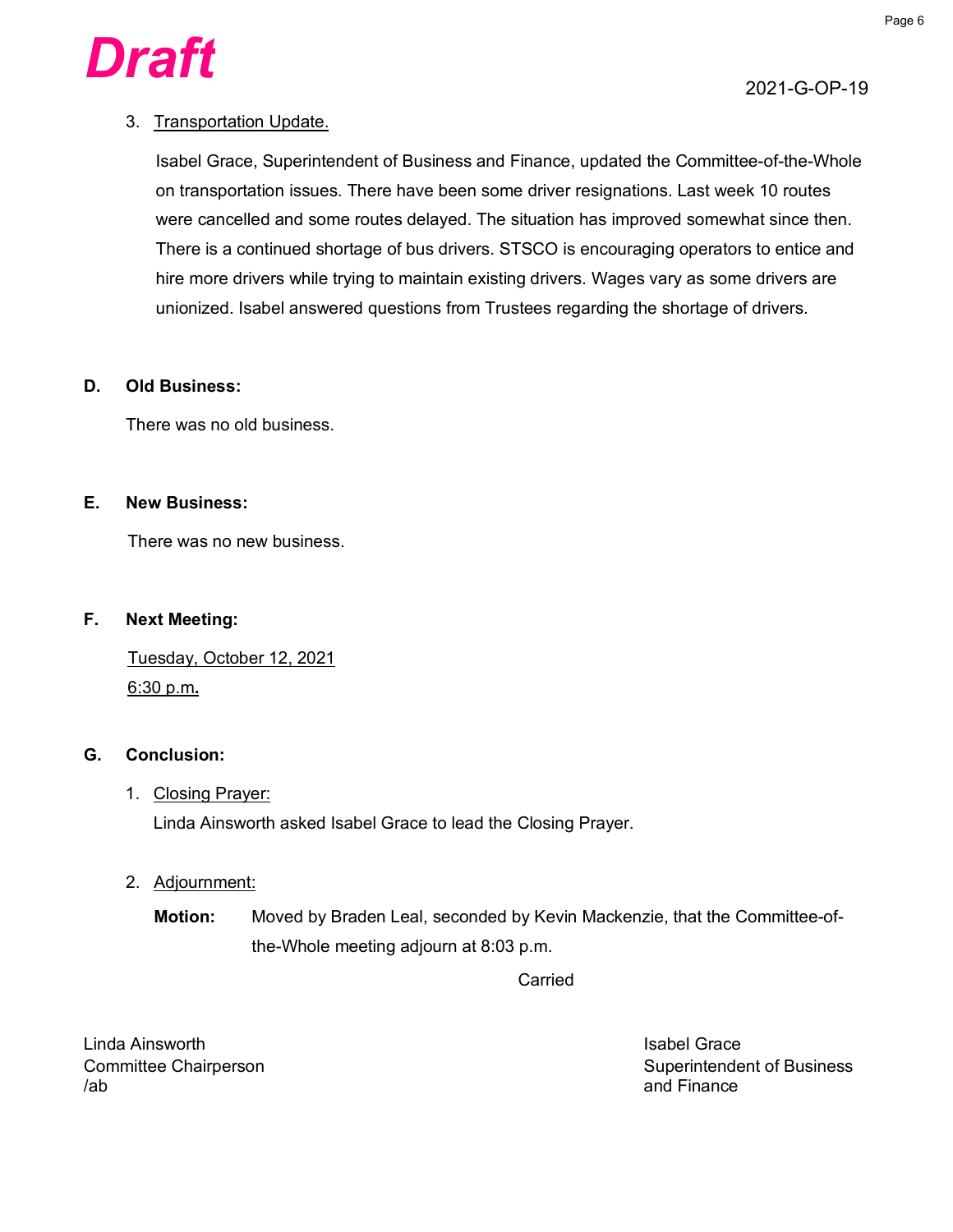**Draft**

2021-G-OP-19

3. Transportation Update.

   Isabel Grace, Superintendent of Business and Finance, updated the Committee-of-the-Whole on transportation issues. There have been some driver resignations. Last week 10 routes were cancelled and some routes delayed. The situation has improved somewhat since then. There is a continued shortage of bus drivers. STSCO is encouraging operators to entice and hire more drivers while trying to maintain existing drivers. Wages vary as some drivers are unionized. Isabel answered questions from Trustees regarding the shortage of drivers.

**D. Old Business:**

There was no old business.

**E. New Business:**

There was no new business.

**F. Next Meeting:**

Tuesday, October 12, 2021
6:30 p.m**.**

**G. Conclusion:**

1. Closing Prayer:
   Linda Ainsworth asked Isabel Grace to lead the Closing Prayer.

2. Adjournment:

   **Motion:** Moved by Braden Leal, seconded by Kevin Mackenzie, that the Committee-of-the-Whole meeting adjourn at 8:03 p.m.

   Carried

Linda Ainsworth
Committee Chairperson
/ab

Isabel Grace
Superintendent of Business and Finance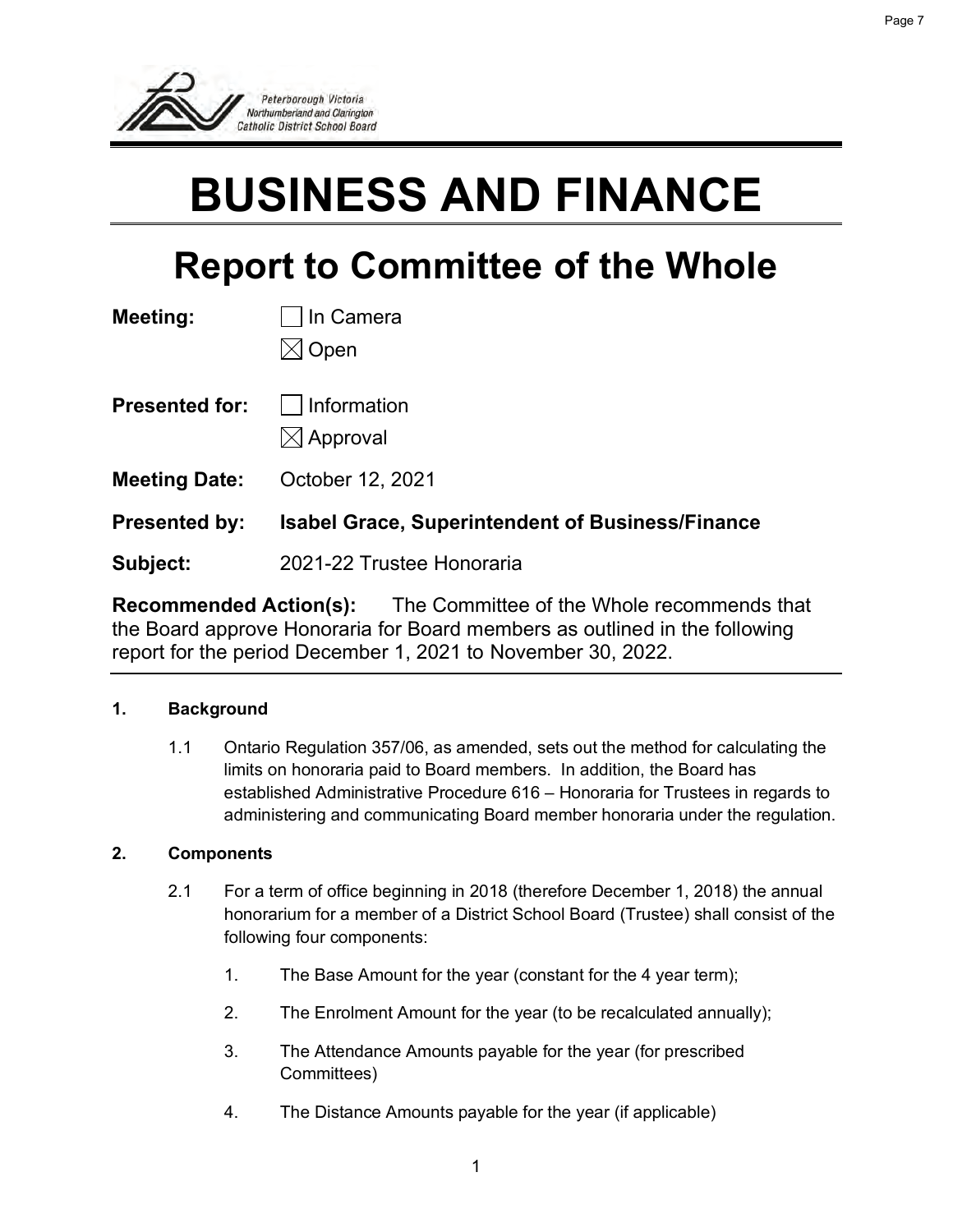Peterborough Victoria Northumberland and Clarington Catholic District School Board

# BUSINESS AND FINANCE

## Report to Committee of the Whole

**Meeting:** ☐ In Camera
☒ Open

**Presented for:** ☐ Information
☒ Approval

**Meeting Date:** October 12, 2021

**Presented by:** **Isabel Grace, Superintendent of Business/Finance**

**Subject:** 2021-22 Trustee Honoraria

**Recommended Action(s):** The Committee of the Whole recommends that the Board approve Honoraria for Board members as outlined in the following report for the period December 1, 2021 to November 30, 2022.

---

**1. Background**

1.1 Ontario Regulation 357/06, as amended, sets out the method for calculating the limits on honoraria paid to Board members. In addition, the Board has established Administrative Procedure 616 – Honoraria for Trustees in regards to administering and communicating Board member honoraria under the regulation.

**2. Components**

2.1 For a term of office beginning in 2018 (therefore December 1, 2018) the annual honorarium for a member of a District School Board (Trustee) shall consist of the following four components:

1. The Base Amount for the year (constant for the 4 year term);
2. The Enrolment Amount for the year (to be recalculated annually);
3. The Attendance Amounts payable for the year (for prescribed Committees)
4. The Distance Amounts payable for the year (if applicable)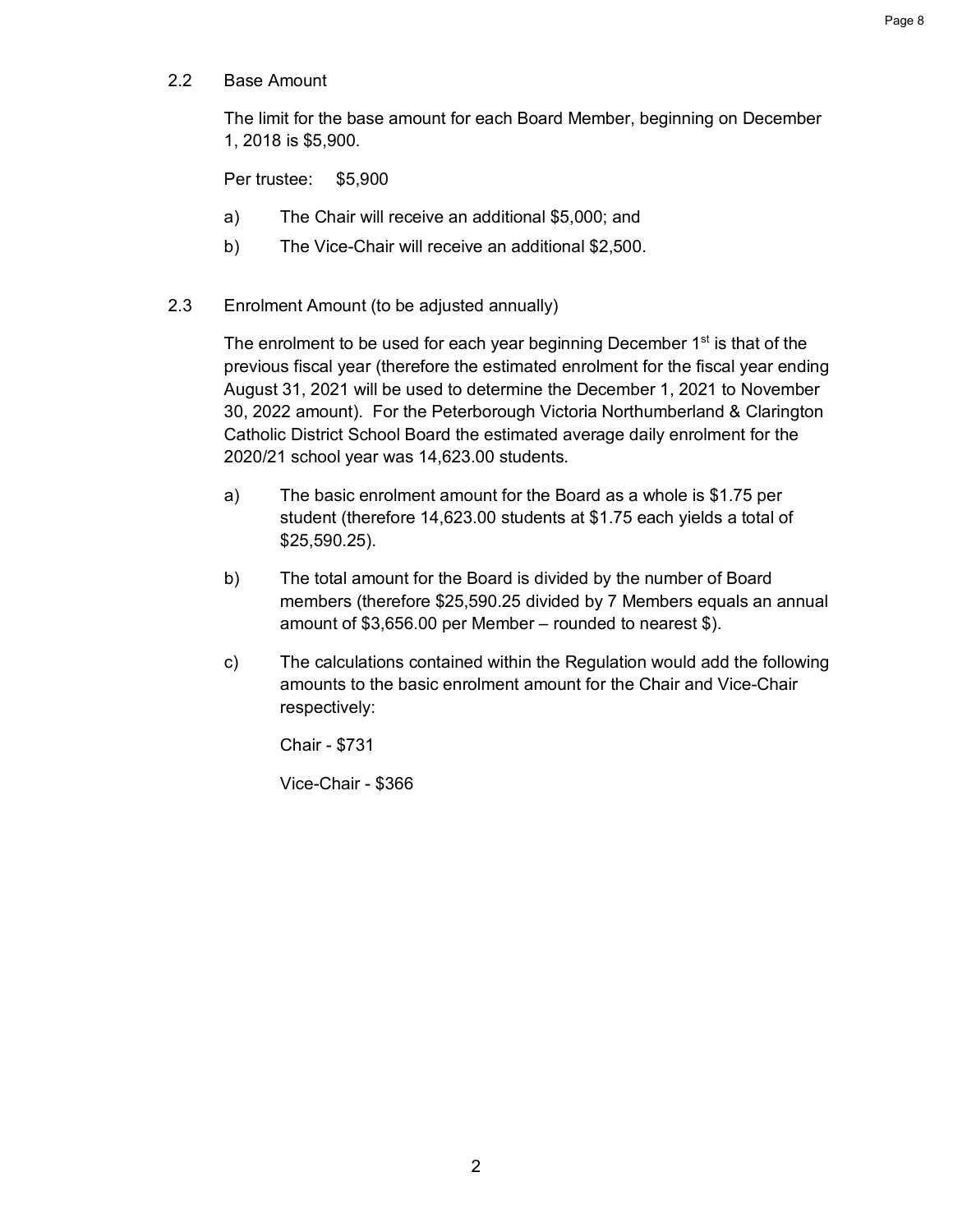## 2.2 Base Amount

The limit for the base amount for each Board Member, beginning on December 1, 2018 is $5,900.

Per trustee: $5,900

a) The Chair will receive an additional $5,000; and

b) The Vice-Chair will receive an additional $2,500.

## 2.3 Enrolment Amount (to be adjusted annually)

The enrolment to be used for each year beginning December 1st is that of the previous fiscal year (therefore the estimated enrolment for the fiscal year ending August 31, 2021 will be used to determine the December 1, 2021 to November 30, 2022 amount). For the Peterborough Victoria Northumberland & Clarington Catholic District School Board the estimated average daily enrolment for the 2020/21 school year was 14,623.00 students.

a) The basic enrolment amount for the Board as a whole is $1.75 per student (therefore 14,623.00 students at $1.75 each yields a total of $25,590.25).

b) The total amount for the Board is divided by the number of Board members (therefore $25,590.25 divided by 7 Members equals an annual amount of $3,656.00 per Member – rounded to nearest $).

c) The calculations contained within the Regulation would add the following amounts to the basic enrolment amount for the Chair and Vice-Chair respectively:

Chair - $731

Vice-Chair - $366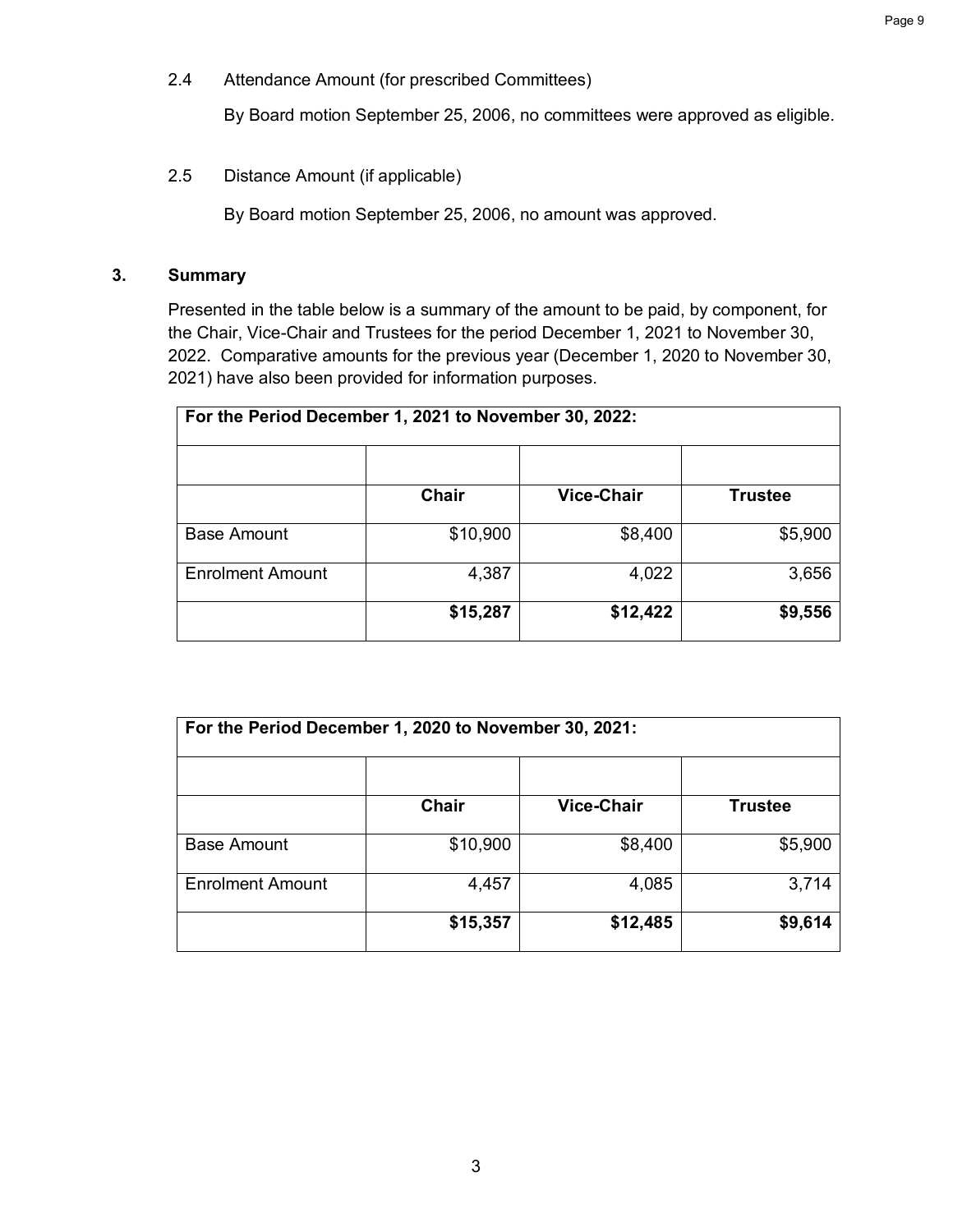2.4 Attendance Amount (for prescribed Committees)

By Board motion September 25, 2006, no committees were approved as eligible.

2.5 Distance Amount (if applicable)

By Board motion September 25, 2006, no amount was approved.

## 3. Summary

Presented in the table below is a summary of the amount to be paid, by component, for the Chair, Vice-Chair and Trustees for the period December 1, 2021 to November 30, 2022. Comparative amounts for the previous year (December 1, 2020 to November 30, 2021) have also been provided for information purposes.

| **For the Period December 1, 2021 to November 30, 2022:** | | | |
|---|---|---|---|
| | | | |
| | **Chair** | **Vice-Chair** | **Trustee** |
| Base Amount | $10,900 | $8,400 | $5,900 |
| Enrolment Amount | 4,387 | 4,022 | 3,656 |
| | **$15,287** | **$12,422** | **$9,556** |

| **For the Period December 1, 2020 to November 30, 2021:** | | | |
|---|---|---|---|
| | | | |
| | **Chair** | **Vice-Chair** | **Trustee** |
| Base Amount | $10,900 | $8,400 | $5,900 |
| Enrolment Amount | 4,457 | 4,085 | 3,714 |
| | **$15,357** | **$12,485** | **$9,614** |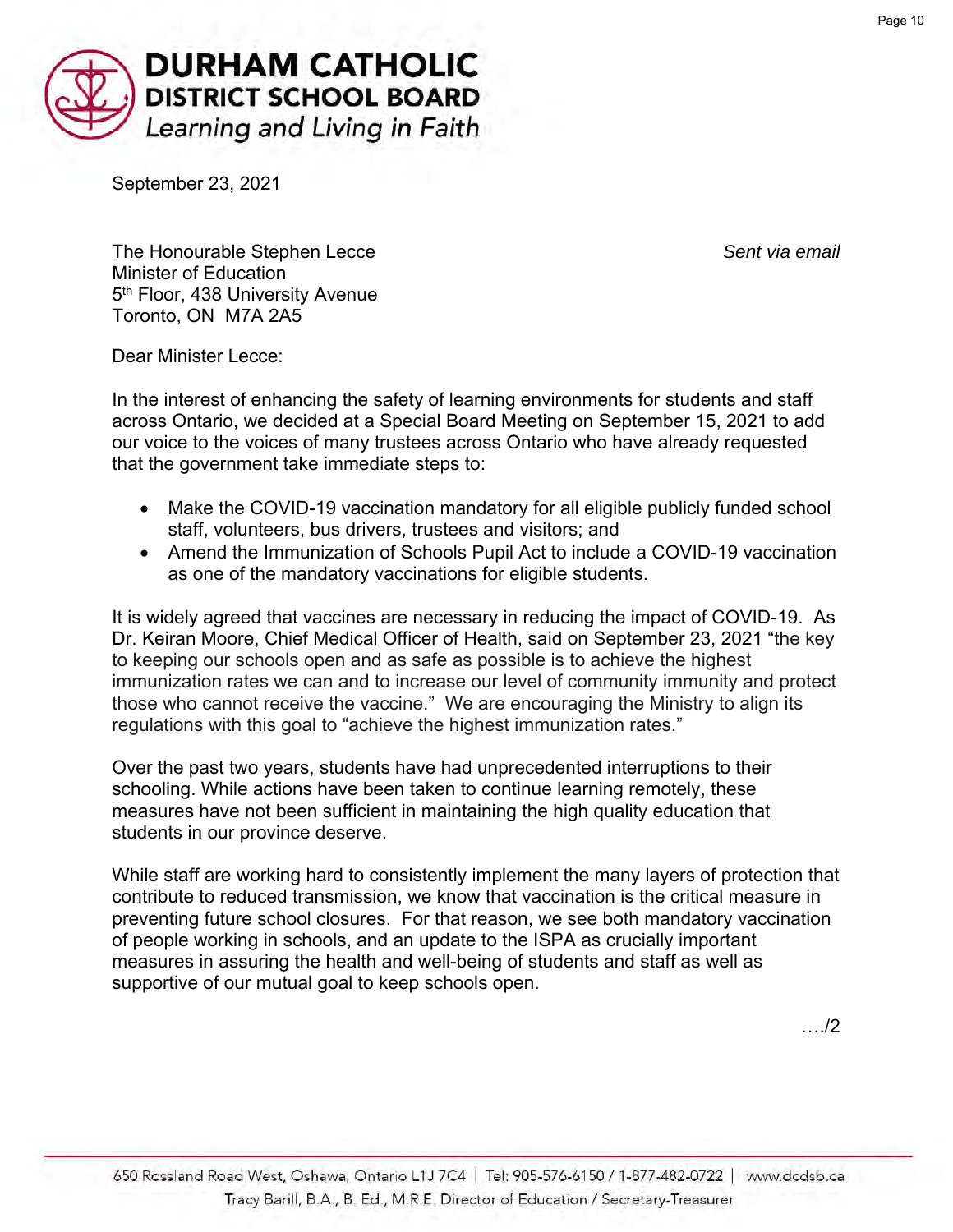# DURHAM CATHOLIC DISTRICT SCHOOL BOARD

*Learning and Living in Faith*

September 23, 2021

The Honourable Stephen Lecce
Minister of Education
5th Floor, 438 University Avenue
Toronto, ON M7A 2A5

*Sent via email*

Dear Minister Lecce:

In the interest of enhancing the safety of learning environments for students and staff across Ontario, we decided at a Special Board Meeting on September 15, 2021 to add our voice to the voices of many trustees across Ontario who have already requested that the government take immediate steps to:

- Make the COVID-19 vaccination mandatory for all eligible publicly funded school staff, volunteers, bus drivers, trustees and visitors; and
- Amend the Immunization of Schools Pupil Act to include a COVID-19 vaccination as one of the mandatory vaccinations for eligible students.

It is widely agreed that vaccines are necessary in reducing the impact of COVID-19. As Dr. Keiran Moore, Chief Medical Officer of Health, said on September 23, 2021 "the key to keeping our schools open and as safe as possible is to achieve the highest immunization rates we can and to increase our level of community immunity and protect those who cannot receive the vaccine." We are encouraging the Ministry to align its regulations with this goal to "achieve the highest immunization rates."

Over the past two years, students have had unprecedented interruptions to their schooling. While actions have been taken to continue learning remotely, these measures have not been sufficient in maintaining the high quality education that students in our province deserve.

While staff are working hard to consistently implement the many layers of protection that contribute to reduced transmission, we know that vaccination is the critical measure in preventing future school closures. For that reason, we see both mandatory vaccination of people working in schools, and an update to the ISPA as crucially important measures in assuring the health and well-being of students and staff as well as supportive of our mutual goal to keep schools open.

…./2

650 Rossland Road West, Oshawa, Ontario L1J 7C4 | Tel: 905-576-6150 / 1-877-482-0722 | www.dcdsb.ca
Tracy Barill, B.A., B. Ed., M.R.E. Director of Education / Secretary-Treasurer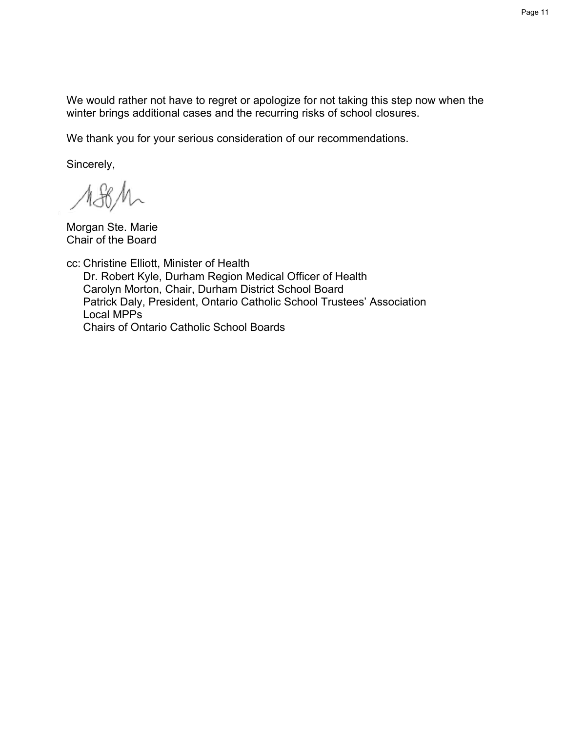We would rather not have to regret or apologize for not taking this step now when the winter brings additional cases and the recurring risks of school closures.

We thank you for your serious consideration of our recommendations.

Sincerely,

Morgan Ste. Marie
Chair of the Board

cc: Christine Elliott, Minister of Health
Dr. Robert Kyle, Durham Region Medical Officer of Health
Carolyn Morton, Chair, Durham District School Board
Patrick Daly, President, Ontario Catholic School Trustees' Association
Local MPPs
Chairs of Ontario Catholic School Boards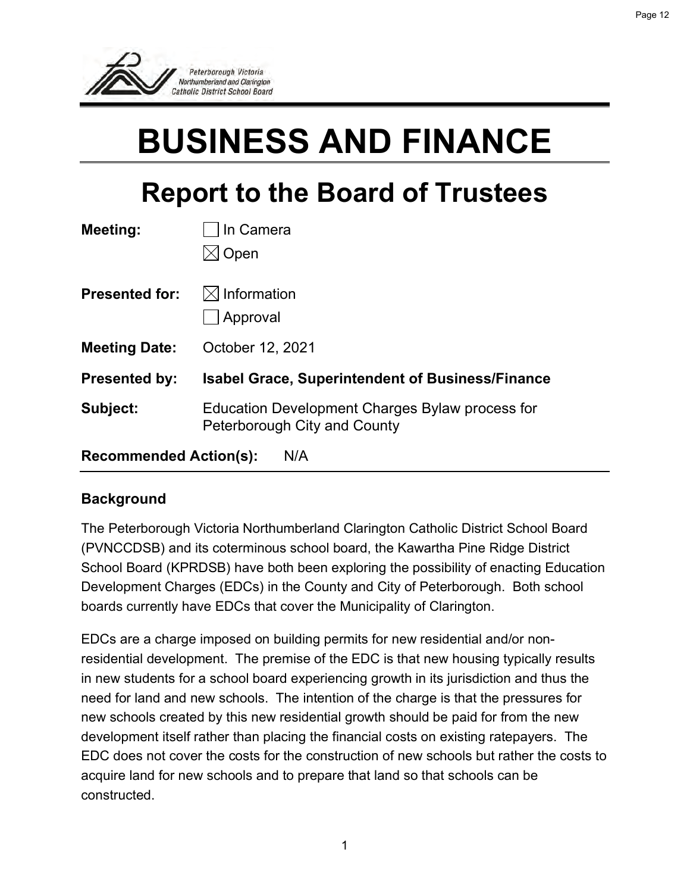Peterborough Victoria Northumberland and Clarington Catholic District School Board

# BUSINESS AND FINANCE

## Report to the Board of Trustees

**Meeting:** ☐ In Camera
☒ Open

**Presented for:** ☒ Information
☐ Approval

**Meeting Date:** October 12, 2021

**Presented by:** **Isabel Grace, Superintendent of Business/Finance**

**Subject:** Education Development Charges Bylaw process for Peterborough City and County

**Recommended Action(s):** N/A

### Background

The Peterborough Victoria Northumberland Clarington Catholic District School Board (PVNCCDSB) and its coterminous school board, the Kawartha Pine Ridge District School Board (KPRDSB) have both been exploring the possibility of enacting Education Development Charges (EDCs) in the County and City of Peterborough. Both school boards currently have EDCs that cover the Municipality of Clarington.

EDCs are a charge imposed on building permits for new residential and/or non-residential development. The premise of the EDC is that new housing typically results in new students for a school board experiencing growth in its jurisdiction and thus the need for land and new schools. The intention of the charge is that the pressures for new schools created by this new residential growth should be paid for from the new development itself rather than placing the financial costs on existing ratepayers. The EDC does not cover the costs for the construction of new schools but rather the costs to acquire land for new schools and to prepare that land so that schools can be constructed.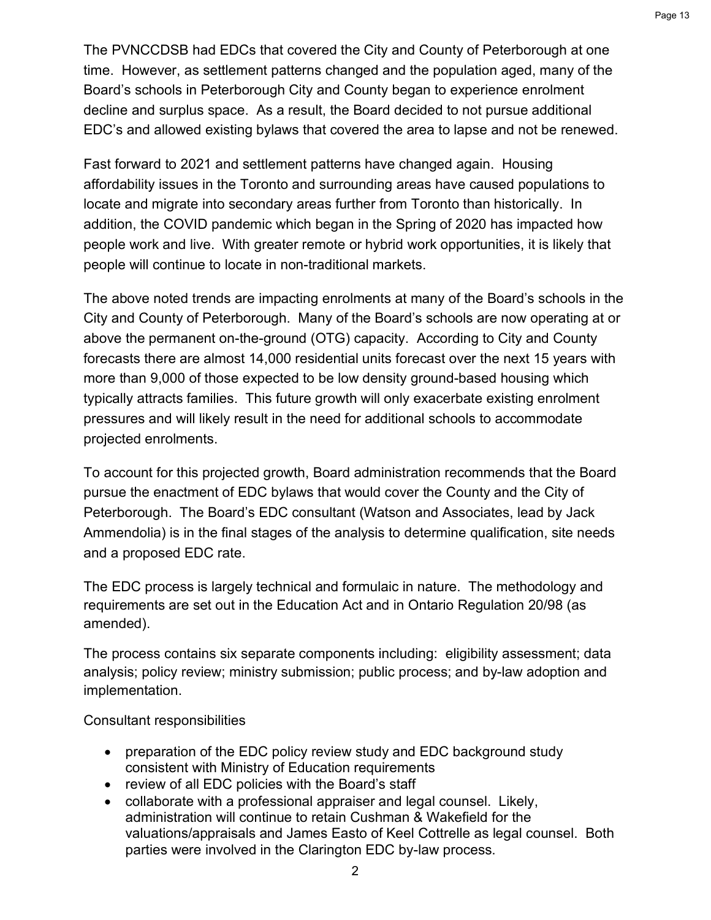The PVNCCDSB had EDCs that covered the City and County of Peterborough at one time. However, as settlement patterns changed and the population aged, many of the Board's schools in Peterborough City and County began to experience enrolment decline and surplus space. As a result, the Board decided to not pursue additional EDC's and allowed existing bylaws that covered the area to lapse and not be renewed.

Fast forward to 2021 and settlement patterns have changed again. Housing affordability issues in the Toronto and surrounding areas have caused populations to locate and migrate into secondary areas further from Toronto than historically. In addition, the COVID pandemic which began in the Spring of 2020 has impacted how people work and live. With greater remote or hybrid work opportunities, it is likely that people will continue to locate in non-traditional markets.

The above noted trends are impacting enrolments at many of the Board's schools in the City and County of Peterborough. Many of the Board's schools are now operating at or above the permanent on-the-ground (OTG) capacity. According to City and County forecasts there are almost 14,000 residential units forecast over the next 15 years with more than 9,000 of those expected to be low density ground-based housing which typically attracts families. This future growth will only exacerbate existing enrolment pressures and will likely result in the need for additional schools to accommodate projected enrolments.

To account for this projected growth, Board administration recommends that the Board pursue the enactment of EDC bylaws that would cover the County and the City of Peterborough. The Board's EDC consultant (Watson and Associates, lead by Jack Ammendolia) is in the final stages of the analysis to determine qualification, site needs and a proposed EDC rate.

The EDC process is largely technical and formulaic in nature. The methodology and requirements are set out in the Education Act and in Ontario Regulation 20/98 (as amended).

The process contains six separate components including: eligibility assessment; data analysis; policy review; ministry submission; public process; and by-law adoption and implementation.

Consultant responsibilities

- preparation of the EDC policy review study and EDC background study consistent with Ministry of Education requirements
- review of all EDC policies with the Board's staff
- collaborate with a professional appraiser and legal counsel. Likely, administration will continue to retain Cushman & Wakefield for the valuations/appraisals and James Easto of Keel Cottrelle as legal counsel. Both parties were involved in the Clarington EDC by-law process.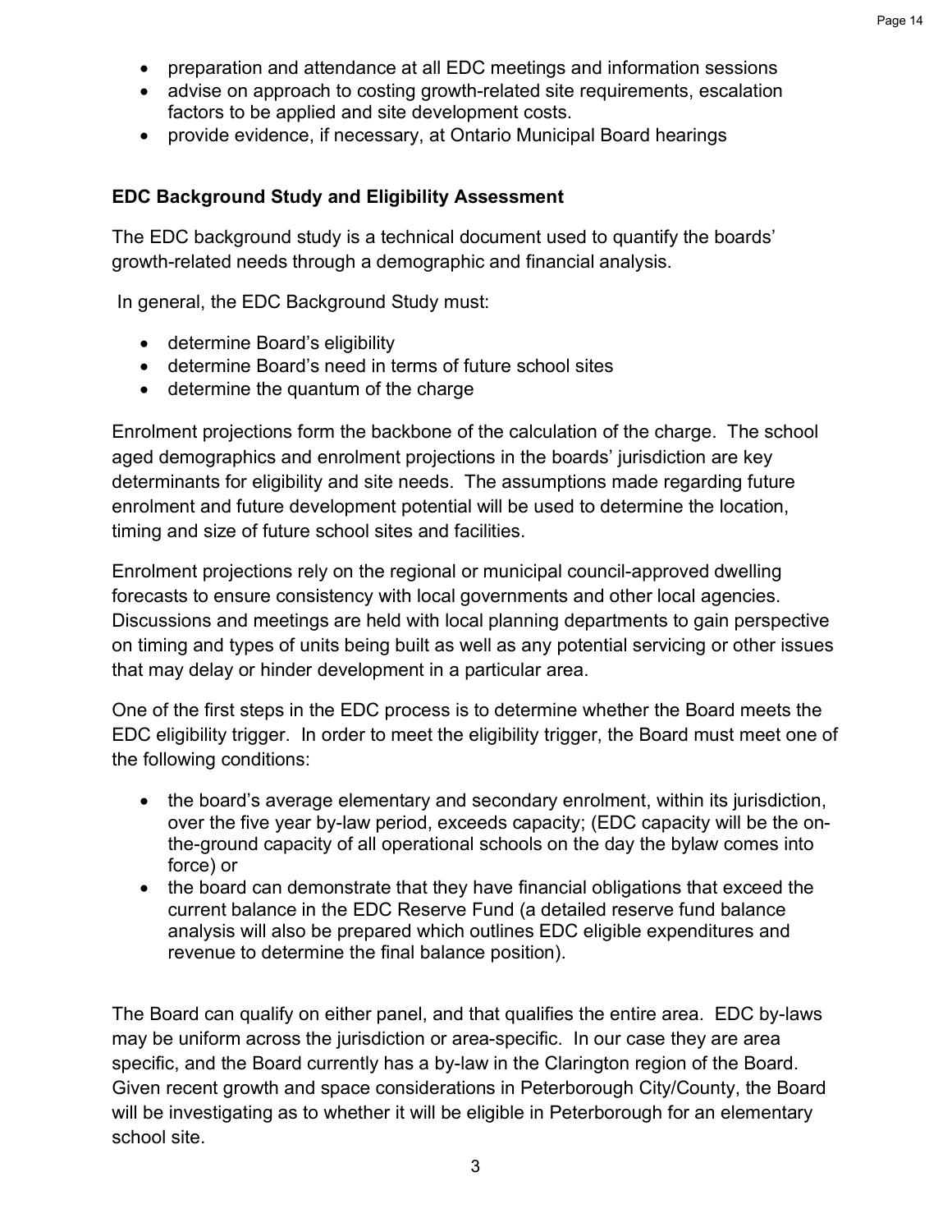- preparation and attendance at all EDC meetings and information sessions
- advise on approach to costing growth-related site requirements, escalation factors to be applied and site development costs.
- provide evidence, if necessary, at Ontario Municipal Board hearings

**EDC Background Study and Eligibility Assessment**

The EDC background study is a technical document used to quantify the boards' growth-related needs through a demographic and financial analysis.

In general, the EDC Background Study must:

- determine Board's eligibility
- determine Board's need in terms of future school sites
- determine the quantum of the charge

Enrolment projections form the backbone of the calculation of the charge. The school aged demographics and enrolment projections in the boards' jurisdiction are key determinants for eligibility and site needs. The assumptions made regarding future enrolment and future development potential will be used to determine the location, timing and size of future school sites and facilities.

Enrolment projections rely on the regional or municipal council-approved dwelling forecasts to ensure consistency with local governments and other local agencies. Discussions and meetings are held with local planning departments to gain perspective on timing and types of units being built as well as any potential servicing or other issues that may delay or hinder development in a particular area.

One of the first steps in the EDC process is to determine whether the Board meets the EDC eligibility trigger. In order to meet the eligibility trigger, the Board must meet one of the following conditions:

- the board's average elementary and secondary enrolment, within its jurisdiction, over the five year by-law period, exceeds capacity; (EDC capacity will be the on-the-ground capacity of all operational schools on the day the bylaw comes into force) or
- the board can demonstrate that they have financial obligations that exceed the current balance in the EDC Reserve Fund (a detailed reserve fund balance analysis will also be prepared which outlines EDC eligible expenditures and revenue to determine the final balance position).

The Board can qualify on either panel, and that qualifies the entire area. EDC by-laws may be uniform across the jurisdiction or area-specific. In our case they are area specific, and the Board currently has a by-law in the Clarington region of the Board. Given recent growth and space considerations in Peterborough City/County, the Board will be investigating as to whether it will be eligible in Peterborough for an elementary school site.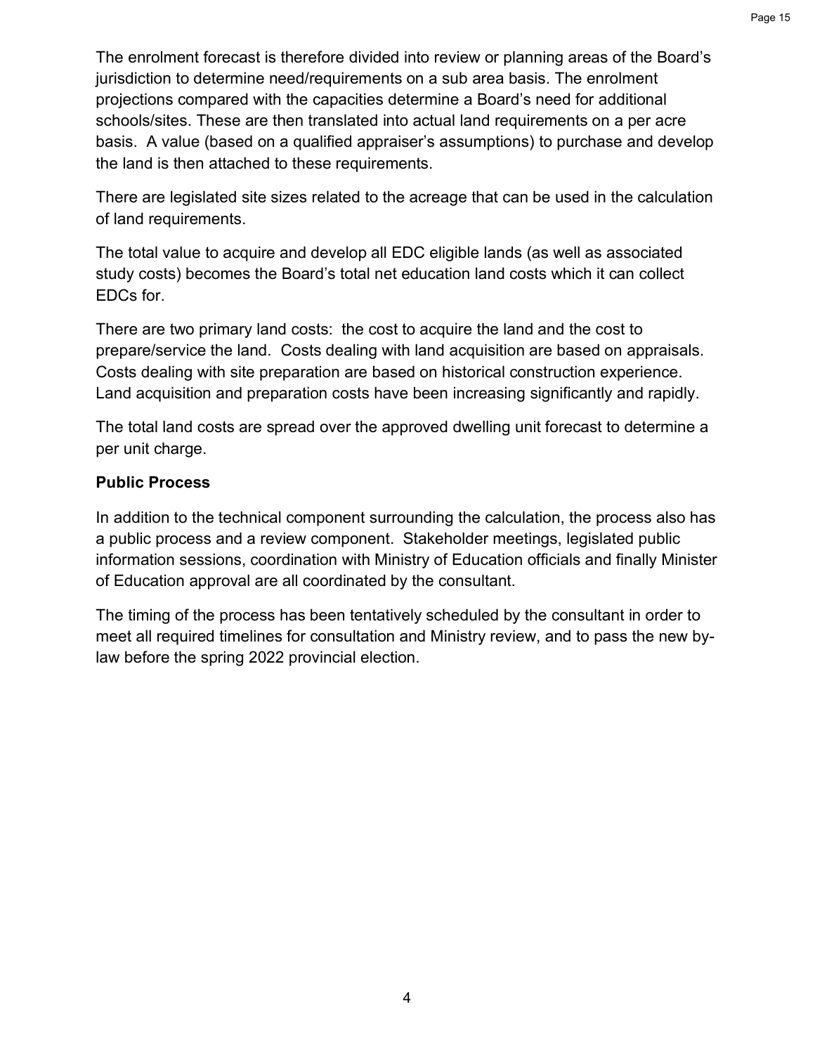The enrolment forecast is therefore divided into review or planning areas of the Board's jurisdiction to determine need/requirements on a sub area basis. The enrolment projections compared with the capacities determine a Board's need for additional schools/sites. These are then translated into actual land requirements on a per acre basis. A value (based on a qualified appraiser's assumptions) to purchase and develop the land is then attached to these requirements.

There are legislated site sizes related to the acreage that can be used in the calculation of land requirements.

The total value to acquire and develop all EDC eligible lands (as well as associated study costs) becomes the Board's total net education land costs which it can collect EDCs for.

There are two primary land costs: the cost to acquire the land and the cost to prepare/service the land. Costs dealing with land acquisition are based on appraisals. Costs dealing with site preparation are based on historical construction experience. Land acquisition and preparation costs have been increasing significantly and rapidly.

The total land costs are spread over the approved dwelling unit forecast to determine a per unit charge.

**Public Process**

In addition to the technical component surrounding the calculation, the process also has a public process and a review component. Stakeholder meetings, legislated public information sessions, coordination with Ministry of Education officials and finally Minister of Education approval are all coordinated by the consultant.

The timing of the process has been tentatively scheduled by the consultant in order to meet all required timelines for consultation and Ministry review, and to pass the new by-law before the spring 2022 provincial election.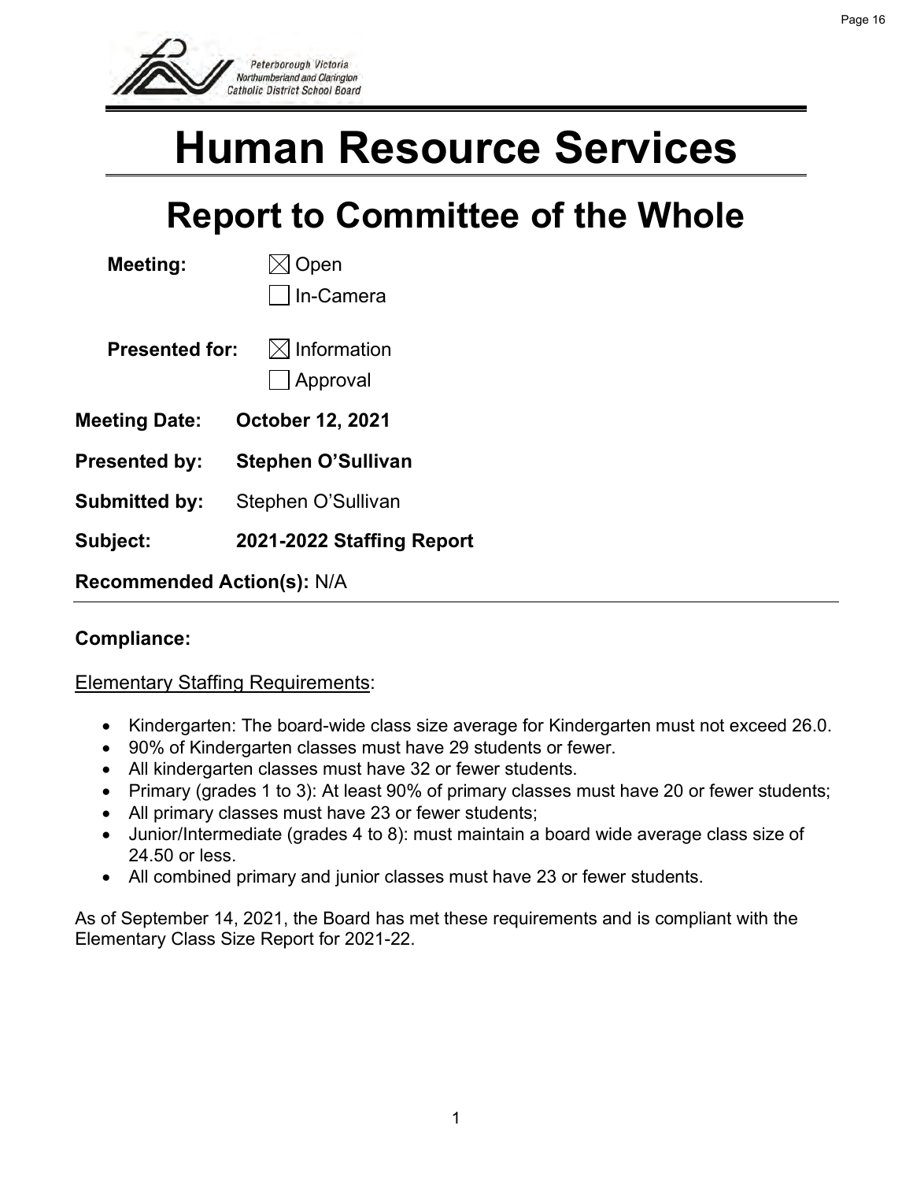Peterborough Victoria Northumberland and Clarington Catholic District School Board

# Human Resource Services

## Report to Committee of the Whole

**Meeting:** ☒ Open
☐ In-Camera

**Presented for:** ☒ Information
☐ Approval

**Meeting Date:** **October 12, 2021**

**Presented by:** **Stephen O'Sullivan**

**Submitted by:** Stephen O'Sullivan

**Subject:** **2021-2022 Staffing Report**

**Recommended Action(s):** N/A

---

**Compliance:**

Elementary Staffing Requirements:

- Kindergarten: The board-wide class size average for Kindergarten must not exceed 26.0.
- 90% of Kindergarten classes must have 29 students or fewer.
- All kindergarten classes must have 32 or fewer students.
- Primary (grades 1 to 3): At least 90% of primary classes must have 20 or fewer students;
- All primary classes must have 23 or fewer students;
- Junior/Intermediate (grades 4 to 8): must maintain a board wide average class size of 24.50 or less.
- All combined primary and junior classes must have 23 or fewer students.

As of September 14, 2021, the Board has met these requirements and is compliant with the Elementary Class Size Report for 2021-22.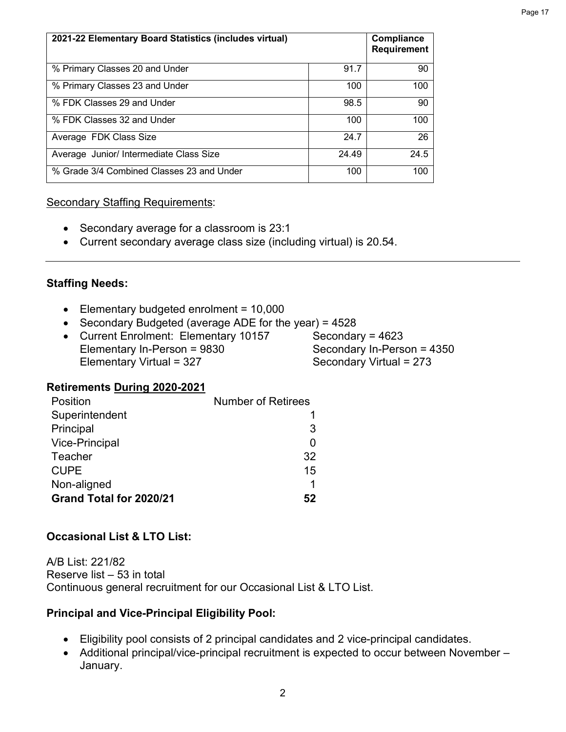| 2021-22 Elementary Board Statistics (includes virtual) | | Compliance Requirement |
|---|---|---|
| % Primary Classes 20 and Under | 91.7 | 90 |
| % Primary Classes 23 and Under | 100 | 100 |
| % FDK Classes 29 and Under | 98.5 | 90 |
| % FDK Classes 32 and Under | 100 | 100 |
| Average FDK Class Size | 24.7 | 26 |
| Average Junior/ Intermediate Class Size | 24.49 | 24.5 |
| % Grade 3/4 Combined Classes 23 and Under | 100 | 100 |

Secondary Staffing Requirements:

- Secondary average for a classroom is 23:1
- Current secondary average class size (including virtual) is 20.54.

---

**Staffing Needs:**

- Elementary budgeted enrolment = 10,000
- Secondary Budgeted (average ADE for the year) = 4528
- Current Enrolment: Elementary 10157 Secondary = 4623
  Elementary In-Person = 9830 Secondary In-Person = 4350
  Elementary Virtual = 327 Secondary Virtual = 273

**Retirements During 2020-2021**

| Position | Number of Retirees |
|---|---|
| Superintendent | 1 |
| Principal | 3 |
| Vice-Principal | 0 |
| Teacher | 32 |
| CUPE | 15 |
| Non-aligned | 1 |
| **Grand Total for 2020/21** | **52** |

**Occasional List & LTO List:**

A/B List: 221/82
Reserve list – 53 in total
Continuous general recruitment for our Occasional List & LTO List.

**Principal and Vice-Principal Eligibility Pool:**

- Eligibility pool consists of 2 principal candidates and 2 vice-principal candidates.
- Additional principal/vice-principal recruitment is expected to occur between November – January.